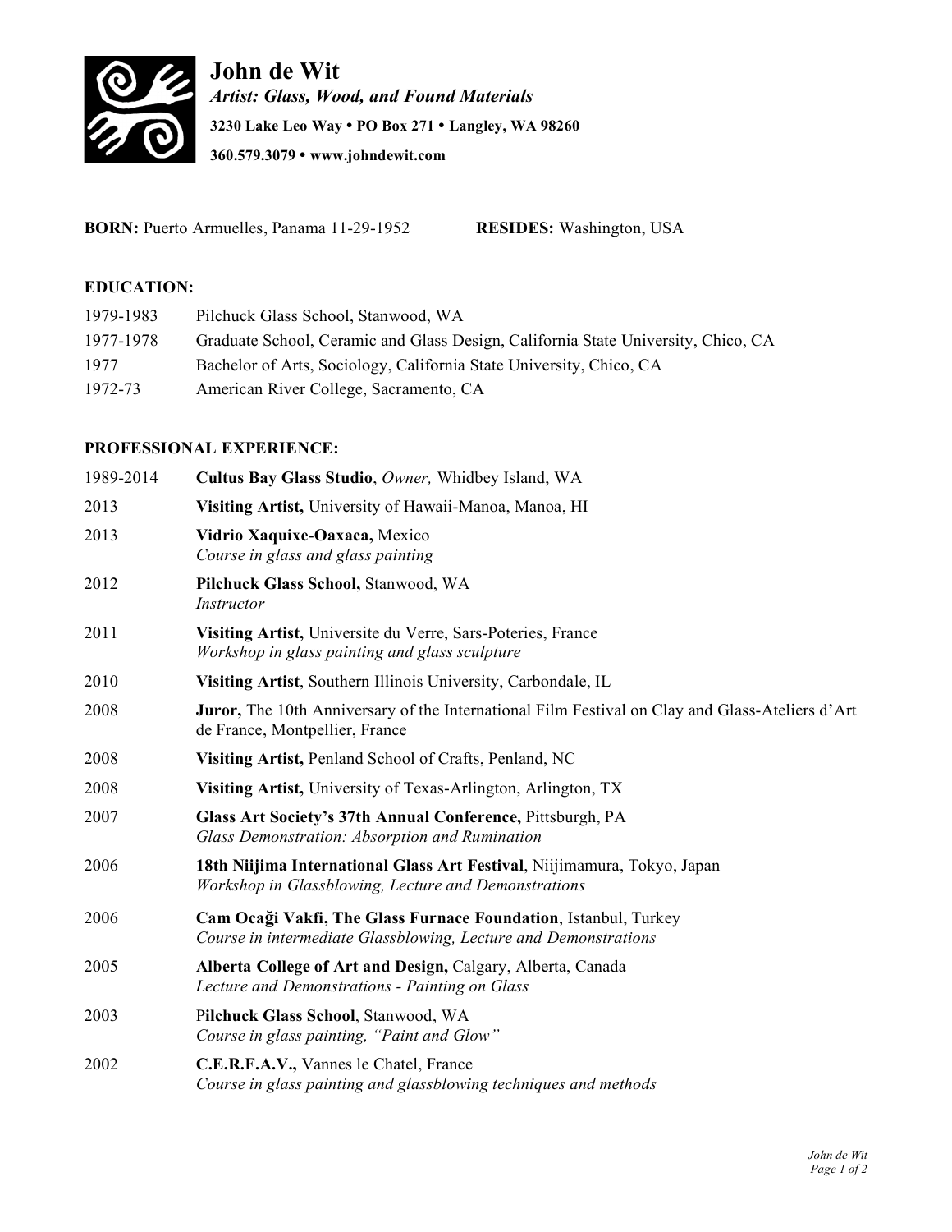# John de Wit

***Artist: Glass, Wood, and Found Materials***

**3230 Lake Leo Way • PO Box 271 • Langley, WA 98260**

**360.579.3079 • www.johndewit.com**

**BORN:** Puerto Armuelles, Panama 11-29-1952 **RESIDES:** Washington, USA

## EDUCATION:

| | |
|---|---|
| 1979-1983 | Pilchuck Glass School, Stanwood, WA |
| 1977-1978 | Graduate School, Ceramic and Glass Design, California State University, Chico, CA |
| 1977 | Bachelor of Arts, Sociology, California State University, Chico, CA |
| 1972-73 | American River College, Sacramento, CA |

## PROFESSIONAL EXPERIENCE:

| | |
|---|---|
| 1989-2014 | **Cultus Bay Glass Studio**, *Owner,* Whidbey Island, WA |
| 2013 | **Visiting Artist,** University of Hawaii-Manoa, Manoa, HI |
| 2013 | **Vidrio Xaquixe-Oaxaca,** Mexico<br>*Course in glass and glass painting* |
| 2012 | **Pilchuck Glass School,** Stanwood, WA<br>*Instructor* |
| 2011 | **Visiting Artist,** Universite du Verre, Sars-Poteries, France<br>*Workshop in glass painting and glass sculpture* |
| 2010 | **Visiting Artist**, Southern Illinois University, Carbondale, IL |
| 2008 | **Juror,** The 10th Anniversary of the International Film Festival on Clay and Glass-Ateliers d'Art de France, Montpellier, France |
| 2008 | **Visiting Artist,** Penland School of Crafts, Penland, NC |
| 2008 | **Visiting Artist,** University of Texas-Arlington, Arlington, TX |
| 2007 | **Glass Art Society's 37th Annual Conference,** Pittsburgh, PA<br>*Glass Demonstration: Absorption and Rumination* |
| 2006 | **18th Niijima International Glass Art Festival**, Niijimamura, Tokyo, Japan<br>*Workshop in Glassblowing, Lecture and Demonstrations* |
| 2006 | **Cam Ocağı Vakfi, The Glass Furnace Foundation**, Istanbul, Turkey<br>*Course in intermediate Glassblowing, Lecture and Demonstrations* |
| 2005 | **Alberta College of Art and Design,** Calgary, Alberta, Canada<br>*Lecture and Demonstrations - Painting on Glass* |
| 2003 | **Pilchuck Glass School**, Stanwood, WA<br>*Course in glass painting, "Paint and Glow"* |
| 2002 | **C.E.R.F.A.V.,** Vannes le Chatel, France<br>*Course in glass painting and glassblowing techniques and methods* |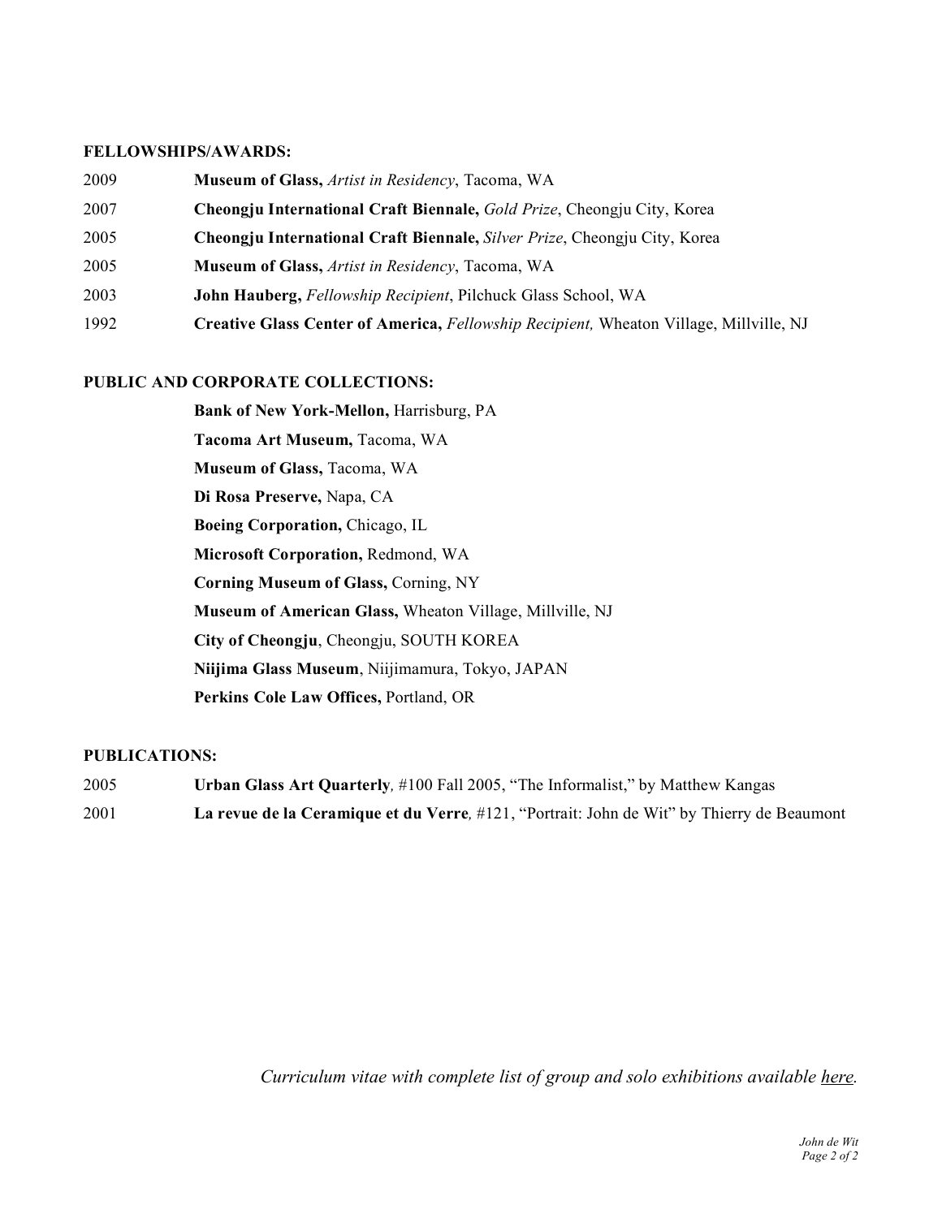**FELLOWSHIPS/AWARDS:**

2009 **Museum of Glass,** *Artist in Residency*, Tacoma, WA

2007 **Cheongju International Craft Biennale,** *Gold Prize*, Cheongju City, Korea

2005 **Cheongju International Craft Biennale,** *Silver Prize*, Cheongju City, Korea

2005 **Museum of Glass,** *Artist in Residency*, Tacoma, WA

2003 **John Hauberg,** *Fellowship Recipient*, Pilchuck Glass School, WA

1992 **Creative Glass Center of America,** *Fellowship Recipient,* Wheaton Village, Millville, NJ

**PUBLIC AND CORPORATE COLLECTIONS:**

**Bank of New York-Mellon,** Harrisburg, PA

**Tacoma Art Museum,** Tacoma, WA

**Museum of Glass,** Tacoma, WA

**Di Rosa Preserve,** Napa, CA

**Boeing Corporation,** Chicago, IL

**Microsoft Corporation,** Redmond, WA

**Corning Museum of Glass,** Corning, NY

**Museum of American Glass,** Wheaton Village, Millville, NJ

**City of Cheongju**, Cheongju, SOUTH KOREA

**Niijima Glass Museum**, Niijimamura, Tokyo, JAPAN

**Perkins Cole Law Offices,** Portland, OR

**PUBLICATIONS:**

2005 **Urban Glass Art Quarterly***,* #100 Fall 2005, "The Informalist," by Matthew Kangas

2001 **La revue de la Ceramique et du Verre***,* #121, "Portrait: John de Wit" by Thierry de Beaumont

*Curriculum vitae with complete list of group and solo exhibitions available here.*